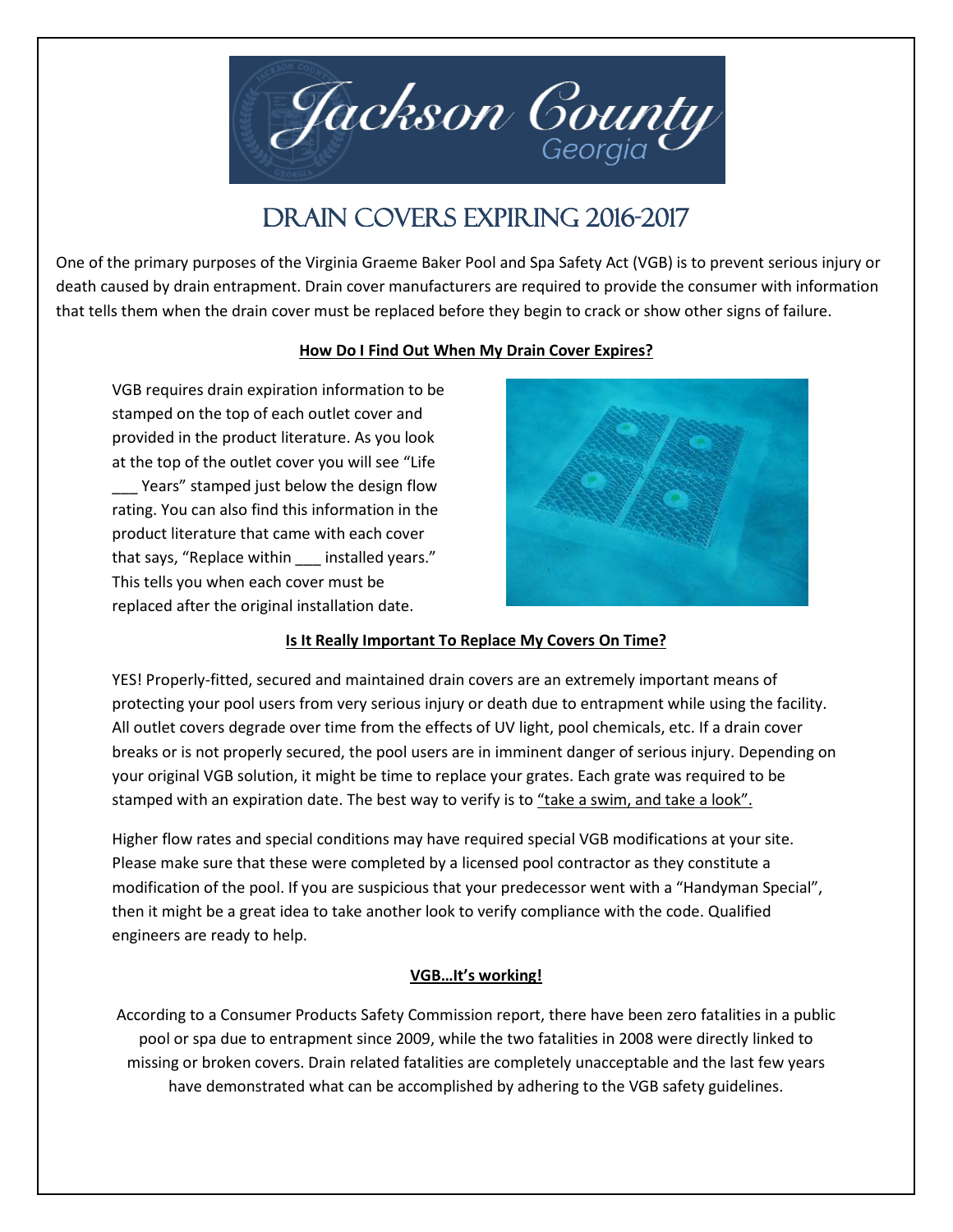# DRAIN COVERS EXPIRING 2016-2017

One of the primary purposes of the Virginia Graeme Baker Pool and Spa Safety Act (VGB) is to prevent serious injury or death caused by drain entrapment. Drain cover manufacturers are required to provide the consumer with information that tells them when the drain cover must be replaced before they begin to crack or show other signs of failure.

## How Do I Find Out When My Drain Cover Expires?

VGB requires drain expiration information to be stamped on the top of each outlet cover and provided in the product literature. As you look at the top of the outlet cover you will see "Life ___ Years" stamped just below the design flow rating. You can also find this information in the product literature that came with each cover that says, "Replace within ___ installed years." This tells you when each cover must be replaced after the original installation date.

## Is It Really Important To Replace My Covers On Time?

YES! Properly-fitted, secured and maintained drain covers are an extremely important means of protecting your pool users from very serious injury or death due to entrapment while using the facility. All outlet covers degrade over time from the effects of UV light, pool chemicals, etc. If a drain cover breaks or is not properly secured, the pool users are in imminent danger of serious injury. Depending on your original VGB solution, it might be time to replace your grates. Each grate was required to be stamped with an expiration date. The best way to verify is to "take a swim, and take a look".

Higher flow rates and special conditions may have required special VGB modifications at your site. Please make sure that these were completed by a licensed pool contractor as they constitute a modification of the pool. If you are suspicious that your predecessor went with a "Handyman Special", then it might be a great idea to take another look to verify compliance with the code. Qualified engineers are ready to help.

## VGB…It's working!

According to a Consumer Products Safety Commission report, there have been zero fatalities in a public pool or spa due to entrapment since 2009, while the two fatalities in 2008 were directly linked to missing or broken covers. Drain related fatalities are completely unacceptable and the last few years have demonstrated what can be accomplished by adhering to the VGB safety guidelines.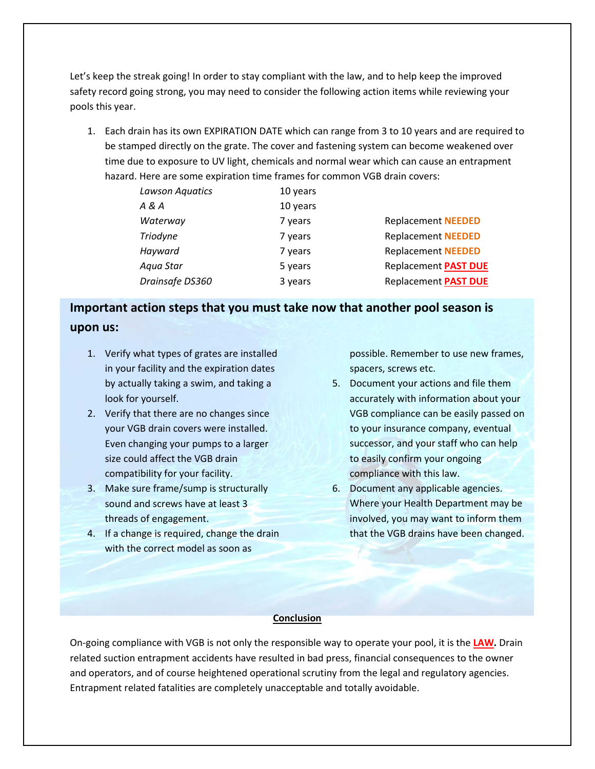Let's keep the streak going! In order to stay compliant with the law, and to help keep the improved safety record going strong, you may need to consider the following action items while reviewing your pools this year.

1. Each drain has its own EXPIRATION DATE which can range from 3 to 10 years and are required to be stamped directly on the grate. The cover and fastening system can become weakened over time due to exposure to UV light, chemicals and normal wear which can cause an entrapment hazard. Here are some expiration time frames for common VGB drain covers:

| | | |
|---|---|---|
| *Lawson Aquatics* | 10 years | |
| *A & A* | 10 years | |
| *Waterway* | 7 years | Replacement **NEEDED** |
| *Triodyne* | 7 years | Replacement **NEEDED** |
| *Hayward* | 7 years | Replacement **NEEDED** |
| *Aqua Star* | 5 years | Replacement **PAST DUE** |
| *Drainsafe DS360* | 3 years | Replacement **PAST DUE** |

## Important action steps that you must take now that another pool season is upon us:

1. Verify what types of grates are installed in your facility and the expiration dates by actually taking a swim, and taking a look for yourself.
2. Verify that there are no changes since your VGB drain covers were installed. Even changing your pumps to a larger size could affect the VGB drain compatibility for your facility.
3. Make sure frame/sump is structurally sound and screws have at least 3 threads of engagement.
4. If a change is required, change the drain with the correct model as soon as possible. Remember to use new frames, spacers, screws etc.
5. Document your actions and file them accurately with information about your VGB compliance can be easily passed on to your insurance company, eventual successor, and your staff who can help to easily confirm your ongoing compliance with this law.
6. Document any applicable agencies. Where your Health Department may be involved, you may want to inform them that the VGB drains have been changed.

**Conclusion**

On-going compliance with VGB is not only the responsible way to operate your pool, it is the **LAW.** Drain related suction entrapment accidents have resulted in bad press, financial consequences to the owner and operators, and of course heightened operational scrutiny from the legal and regulatory agencies. Entrapment related fatalities are completely unacceptable and totally avoidable.